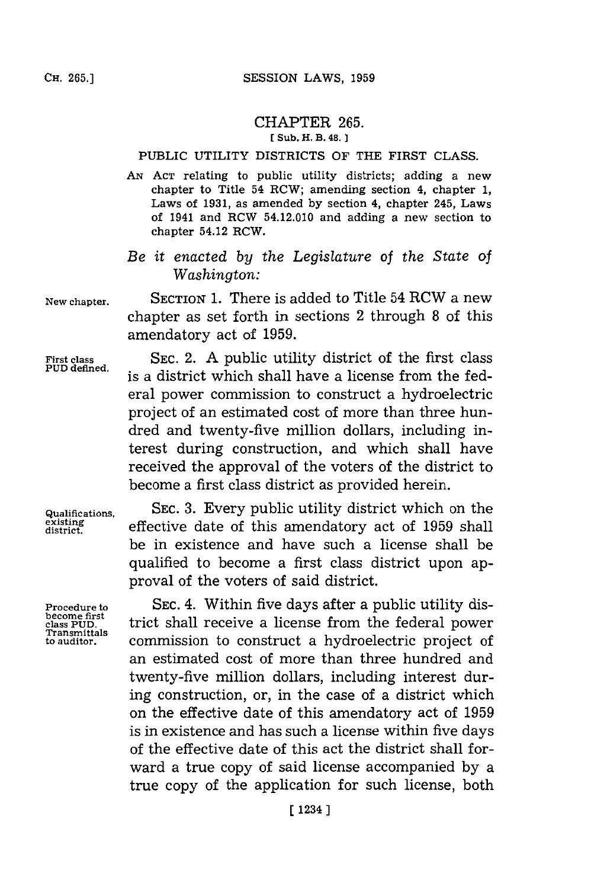# CHAPTER 265.

[ Sub. H. B. 48. ]

## PUBLIC UTILITY DISTRICTS OF THE FIRST CLASS.

AN ACT relating to public utility districts; adding a new chapter to Title 54 RCW; amending section 4, chapter 1, Laws of 1931, as amended by section 4, chapter 245, Laws of 1941 and RCW 54.12.010 and adding a new section to chapter 54.12 RCW.

*Be it enacted by the Legislature of the State of Washington:*

New chapter.

SECTION 1. There is added to Title 54 RCW a new chapter as set forth in sections 2 through 8 of this amendatory act of 1959.

First class PUD defined.

SEC. 2. A public utility district of the first class is a district which shall have a license from the federal power commission to construct a hydroelectric project of an estimated cost of more than three hundred and twenty-five million dollars, including interest during construction, and which shall have received the approval of the voters of the district to become a first class district as provided herein.

Qualifications, existing district.

SEC. 3. Every public utility district which on the effective date of this amendatory act of 1959 shall be in existence and have such a license shall be qualified to become a first class district upon approval of the voters of said district.

Procedure to become first class PUD. Transmittals to auditor.

SEC. 4. Within five days after a public utility district shall receive a license from the federal power commission to construct a hydroelectric project of an estimated cost of more than three hundred and twenty-five million dollars, including interest during construction, or, in the case of a district which on the effective date of this amendatory act of 1959 is in existence and has such a license within five days of the effective date of this act the district shall forward a true copy of said license accompanied by a true copy of the application for such license, both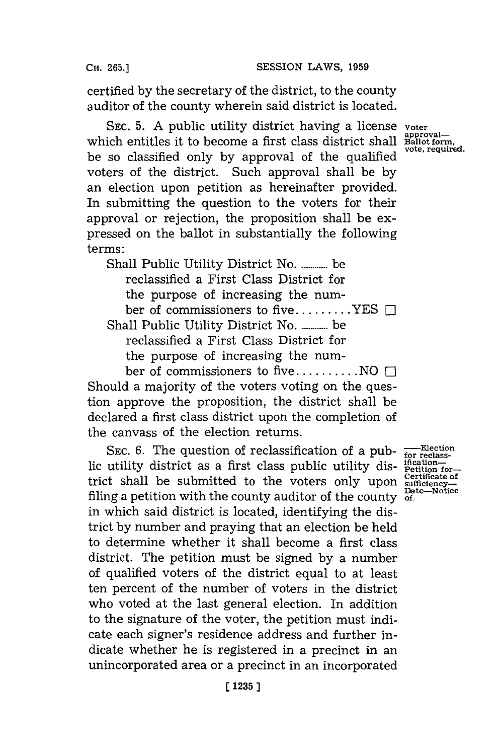certified by the secretary of the district, to the county auditor of the county wherein said district is located.

SEC. 5. A public utility district having a license which entitles it to become a first class district shall be so classified only by approval of the qualified voters of the district. Such approval shall be by an election upon petition as hereinafter provided. In submitting the question to the voters for their approval or rejection, the proposition shall be expressed on the ballot in substantially the following terms:

*Voter approval—Ballot form, vote, required.*

Shall Public Utility District No. .......... be reclassified a First Class District for the purpose of increasing the number of commissioners to five.........YES ☐

Shall Public Utility District No. .......... be reclassified a First Class District for the purpose of increasing the number of commissioners to five..........NO ☐

Should a majority of the voters voting on the question approve the proposition, the district shall be declared a first class district upon the completion of the canvass of the election returns.

SEC. 6. The question of reclassification of a public utility district as a first class public utility district shall be submitted to the voters only upon filing a petition with the county auditor of the county in which said district is located, identifying the district by number and praying that an election be held to determine whether it shall become a first class district. The petition must be signed by a number of qualified voters of the district equal to at least ten percent of the number of voters in the district who voted at the last general election. In addition to the signature of the voter, the petition must indicate each signer's residence address and further indicate whether he is registered in a precinct in an unincorporated area or a precinct in an incorporated

*—Election for reclassification—Petition for—Certificate of sufficiency—Date—Notice of.*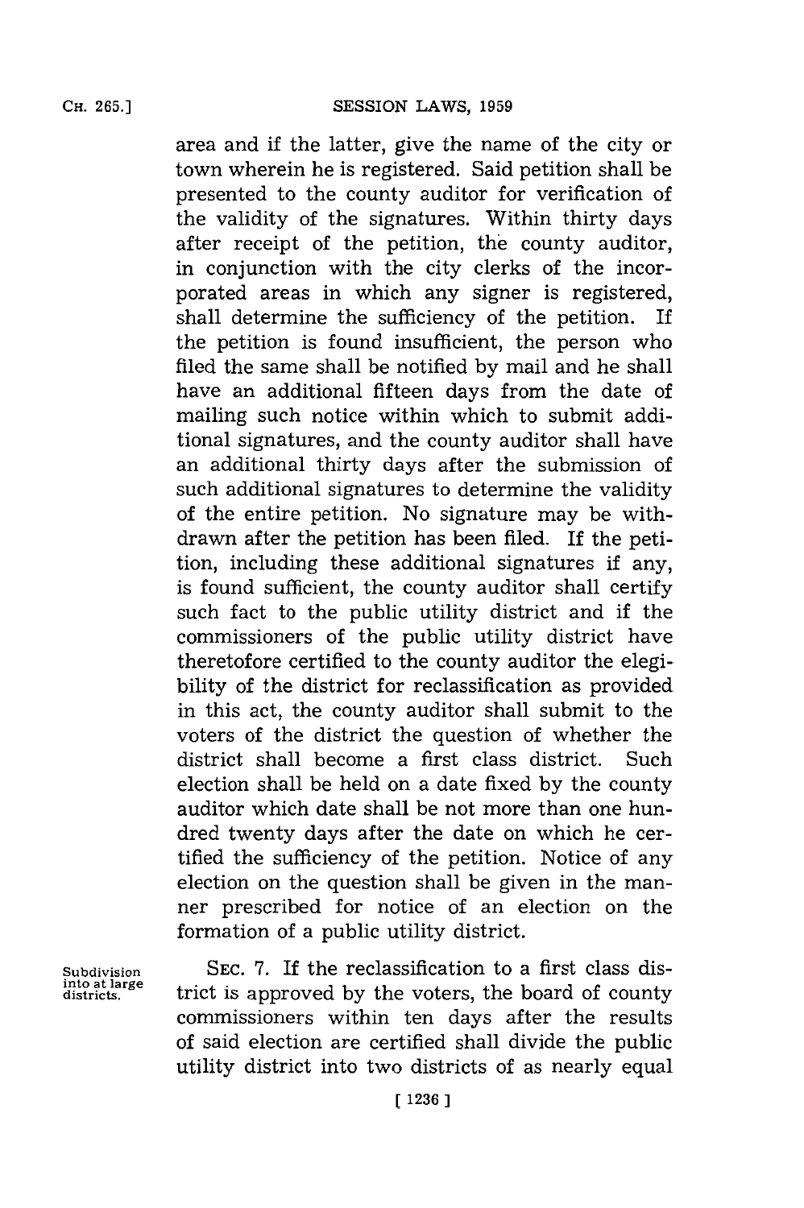area and if the latter, give the name of the city or town wherein he is registered. Said petition shall be presented to the county auditor for verification of the validity of the signatures. Within thirty days after receipt of the petition, the county auditor, in conjunction with the city clerks of the incorporated areas in which any signer is registered, shall determine the sufficiency of the petition. If the petition is found insufficient, the person who filed the same shall be notified by mail and he shall have an additional fifteen days from the date of mailing such notice within which to submit additional signatures, and the county auditor shall have an additional thirty days after the submission of such additional signatures to determine the validity of the entire petition. No signature may be withdrawn after the petition has been filed. If the petition, including these additional signatures if any, is found sufficient, the county auditor shall certify such fact to the public utility district and if the commissioners of the public utility district have theretofore certified to the county auditor the elegibility of the district for reclassification as provided in this act, the county auditor shall submit to the voters of the district the question of whether the district shall become a first class district. Such election shall be held on a date fixed by the county auditor which date shall be not more than one hundred twenty days after the date on which he certified the sufficiency of the petition. Notice of any election on the question shall be given in the manner prescribed for notice of an election on the formation of a public utility district.

Subdivision into at large districts.

SEC. 7. If the reclassification to a first class district is approved by the voters, the board of county commissioners within ten days after the results of said election are certified shall divide the public utility district into two districts of as nearly equal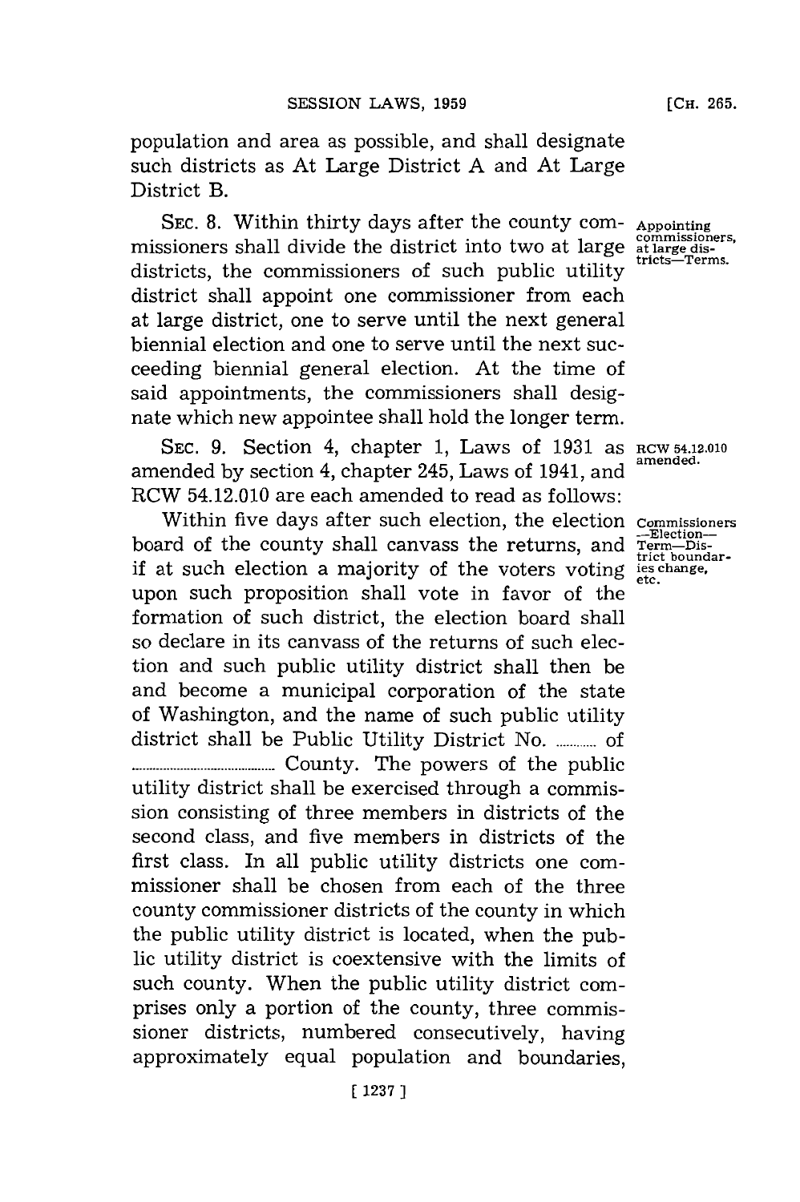population and area as possible, and shall designate such districts as At Large District A and At Large District B.

SEC. 8. Within thirty days after the county commissioners shall divide the district into two at large districts, the commissioners of such public utility district shall appoint one commissioner from each at large district, one to serve until the next general biennial election and one to serve until the next succeeding biennial general election. At the time of said appointments, the commissioners shall designate which new appointee shall hold the longer term.

Appointing commissioners, at large districts—Terms.

SEC. 9. Section 4, chapter 1, Laws of 1931 as amended by section 4, chapter 245, Laws of 1941, and RCW 54.12.010 are each amended to read as follows:

RCW 54.12.010 amended.

Within five days after such election, the election board of the county shall canvass the returns, and if at such election a majority of the voters voting upon such proposition shall vote in favor of the formation of such district, the election board shall so declare in its canvass of the returns of such election and such public utility district shall then be and become a municipal corporation of the state of Washington, and the name of such public utility district shall be Public Utility District No. ........... of ........................................ County. The powers of the public utility district shall be exercised through a commission consisting of three members in districts of the second class, and five members in districts of the first class. In all public utility districts one commissioner shall be chosen from each of the three county commissioner districts of the county in which the public utility district is located, when the public utility district is coextensive with the limits of such county. When the public utility district comprises only a portion of the county, three commissioner districts, numbered consecutively, having approximately equal population and boundaries,

Commissioners—Election—Term—District boundaries change, etc.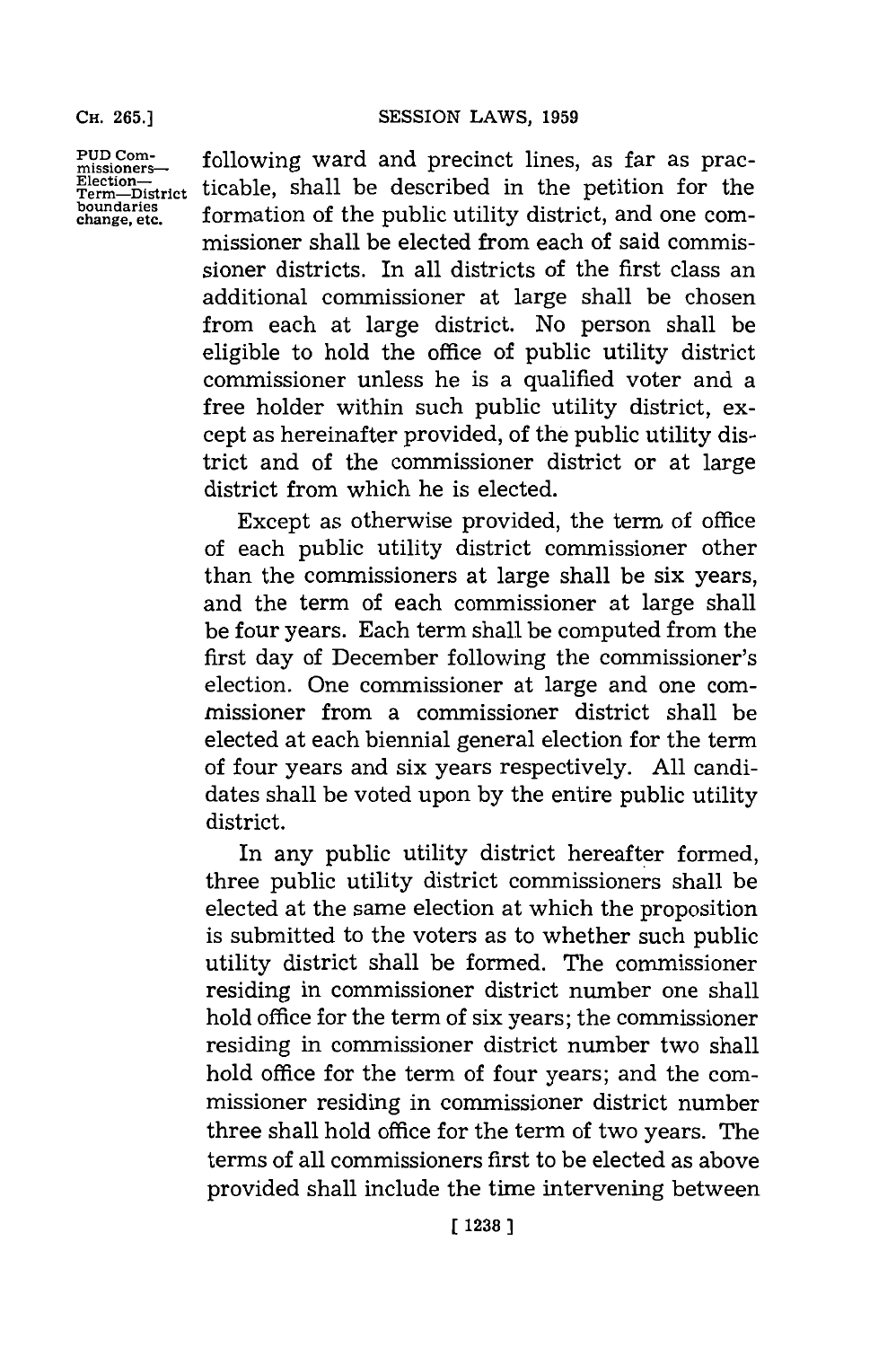PUD Commissioners—Election—Term—District boundaries change, etc.

following ward and precinct lines, as far as practicable, shall be described in the petition for the formation of the public utility district, and one commissioner shall be elected from each of said commissioner districts. In all districts of the first class an additional commissioner at large shall be chosen from each at large district. No person shall be eligible to hold the office of public utility district commissioner unless he is a qualified voter and a free holder within such public utility district, except as hereinafter provided, of the public utility district and of the commissioner district or at large district from which he is elected.

Except as otherwise provided, the term of office of each public utility district commissioner other than the commissioners at large shall be six years, and the term of each commissioner at large shall be four years. Each term shall be computed from the first day of December following the commissioner's election. One commissioner at large and one commissioner from a commissioner district shall be elected at each biennial general election for the term of four years and six years respectively. All candidates shall be voted upon by the entire public utility district.

In any public utility district hereafter formed, three public utility district commissioners shall be elected at the same election at which the proposition is submitted to the voters as to whether such public utility district shall be formed. The commissioner residing in commissioner district number one shall hold office for the term of six years; the commissioner residing in commissioner district number two shall hold office for the term of four years; and the commissioner residing in commissioner district number three shall hold office for the term of two years. The terms of all commissioners first to be elected as above provided shall include the time intervening between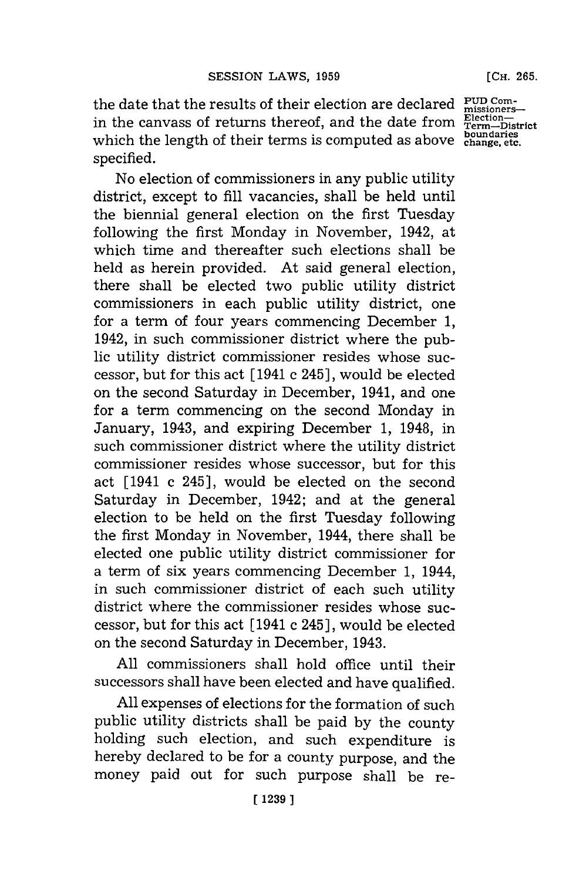the date that the results of their election are declared in the canvass of returns thereof, and the date from which the length of their terms is computed as above specified.

PUD Commissioners—Election—Term—District boundaries change, etc.

No election of commissioners in any public utility district, except to fill vacancies, shall be held until the biennial general election on the first Tuesday following the first Monday in November, 1942, at which time and thereafter such elections shall be held as herein provided. At said general election, there shall be elected two public utility district commissioners in each public utility district, one for a term of four years commencing December 1, 1942, in such commissioner district where the public utility district commissioner resides whose successor, but for this act [1941 c 245], would be elected on the second Saturday in December, 1941, and one for a term commencing on the second Monday in January, 1943, and expiring December 1, 1948, in such commissioner district where the utility district commissioner resides whose successor, but for this act [1941 c 245], would be elected on the second Saturday in December, 1942; and at the general election to be held on the first Tuesday following the first Monday in November, 1944, there shall be elected one public utility district commissioner for a term of six years commencing December 1, 1944, in such commissioner district of each such utility district where the commissioner resides whose successor, but for this act [1941 c 245], would be elected on the second Saturday in December, 1943.

All commissioners shall hold office until their successors shall have been elected and have qualified.

All expenses of elections for the formation of such public utility districts shall be paid by the county holding such election, and such expenditure is hereby declared to be for a county purpose, and the money paid out for such purpose shall be re-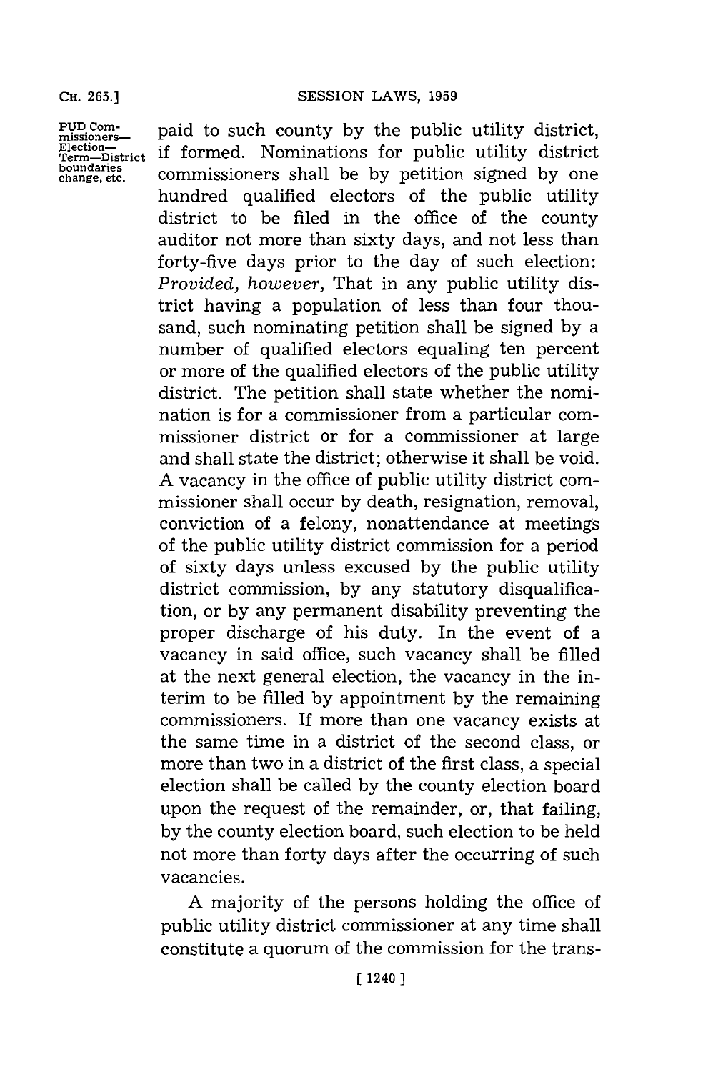paid to such county by the public utility district, if formed. Nominations for public utility district commissioners shall be by petition signed by one hundred qualified electors of the public utility district to be filed in the office of the county auditor not more than sixty days, and not less than forty-five days prior to the day of such election: *Provided, however,* That in any public utility district having a population of less than four thousand, such nominating petition shall be signed by a number of qualified electors equaling ten percent or more of the qualified electors of the public utility district. The petition shall state whether the nomination is for a commissioner from a particular commissioner district or for a commissioner at large and shall state the district; otherwise it shall be void. A vacancy in the office of public utility district commissioner shall occur by death, resignation, removal, conviction of a felony, nonattendance at meetings of the public utility district commission for a period of sixty days unless excused by the public utility district commission, by any statutory disqualification, or by any permanent disability preventing the proper discharge of his duty. In the event of a vacancy in said office, such vacancy shall be filled at the next general election, the vacancy in the interim to be filled by appointment by the remaining commissioners. If more than one vacancy exists at the same time in a district of the second class, or more than two in a district of the first class, a special election shall be called by the county election board upon the request of the remainder, or, that failing, by the county election board, such election to be held not more than forty days after the occurring of such vacancies.

A majority of the persons holding the office of public utility district commissioner at any time shall constitute a quorum of the commission for the trans-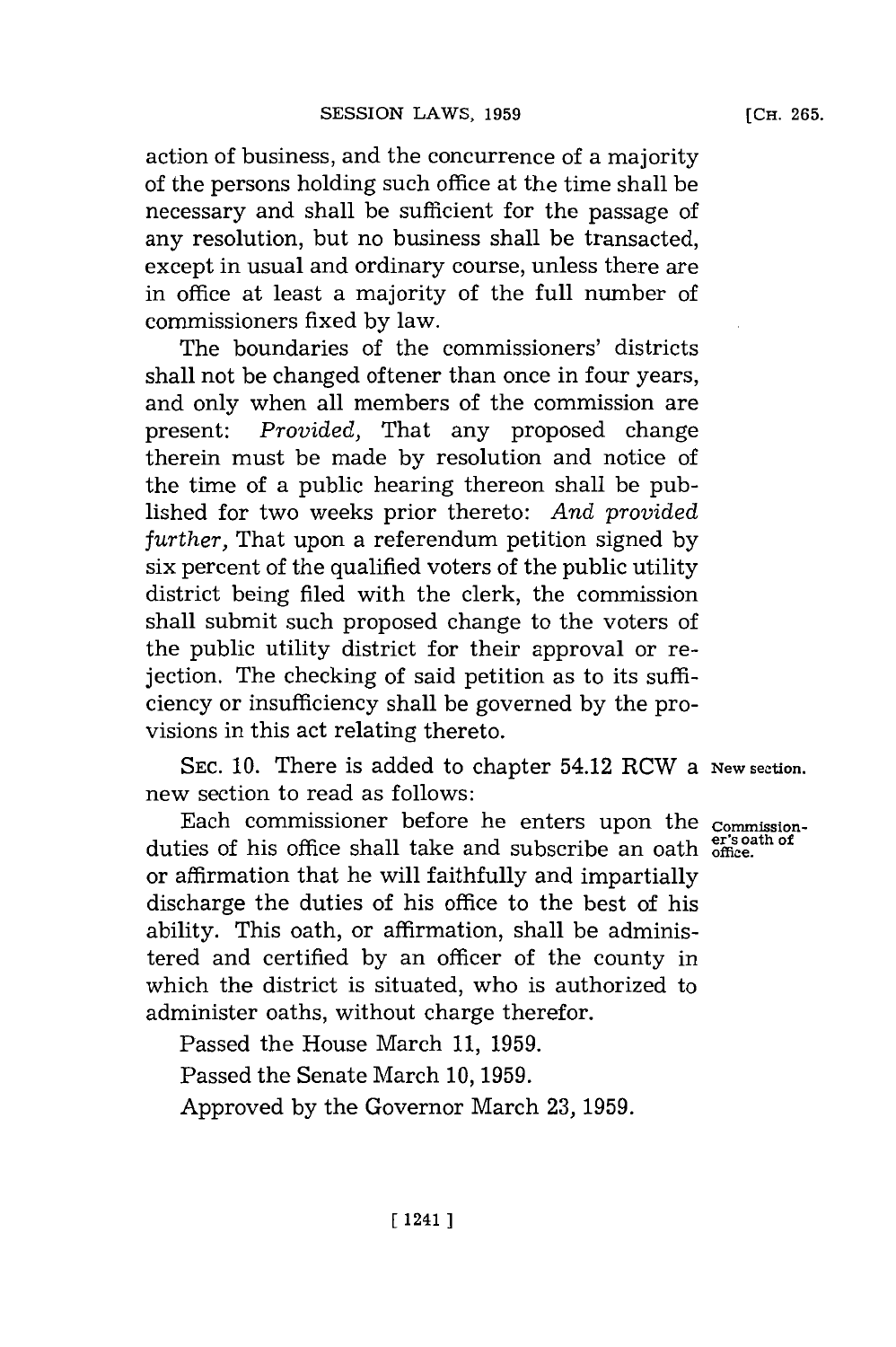action of business, and the concurrence of a majority of the persons holding such office at the time shall be necessary and shall be sufficient for the passage of any resolution, but no business shall be transacted, except in usual and ordinary course, unless there are in office at least a majority of the full number of commissioners fixed by law.

The boundaries of the commissioners' districts shall not be changed oftener than once in four years, and only when all members of the commission are present: *Provided,* That any proposed change therein must be made by resolution and notice of the time of a public hearing thereon shall be published for two weeks prior thereto: *And provided further,* That upon a referendum petition signed by six percent of the qualified voters of the public utility district being filed with the clerk, the commission shall submit such proposed change to the voters of the public utility district for their approval or rejection. The checking of said petition as to its sufficiency or insufficiency shall be governed by the provisions in this act relating thereto.

SEC. 10. There is added to chapter 54.12 RCW a new section to read as follows: **New section.**

**Commissioner's oath of office.** Each commissioner before he enters upon the duties of his office shall take and subscribe an oath or affirmation that he will faithfully and impartially discharge the duties of his office to the best of his ability. This oath, or affirmation, shall be administered and certified by an officer of the county in which the district is situated, who is authorized to administer oaths, without charge therefor.

Passed the House March 11, 1959.

Passed the Senate March 10, 1959.

Approved by the Governor March 23, 1959.